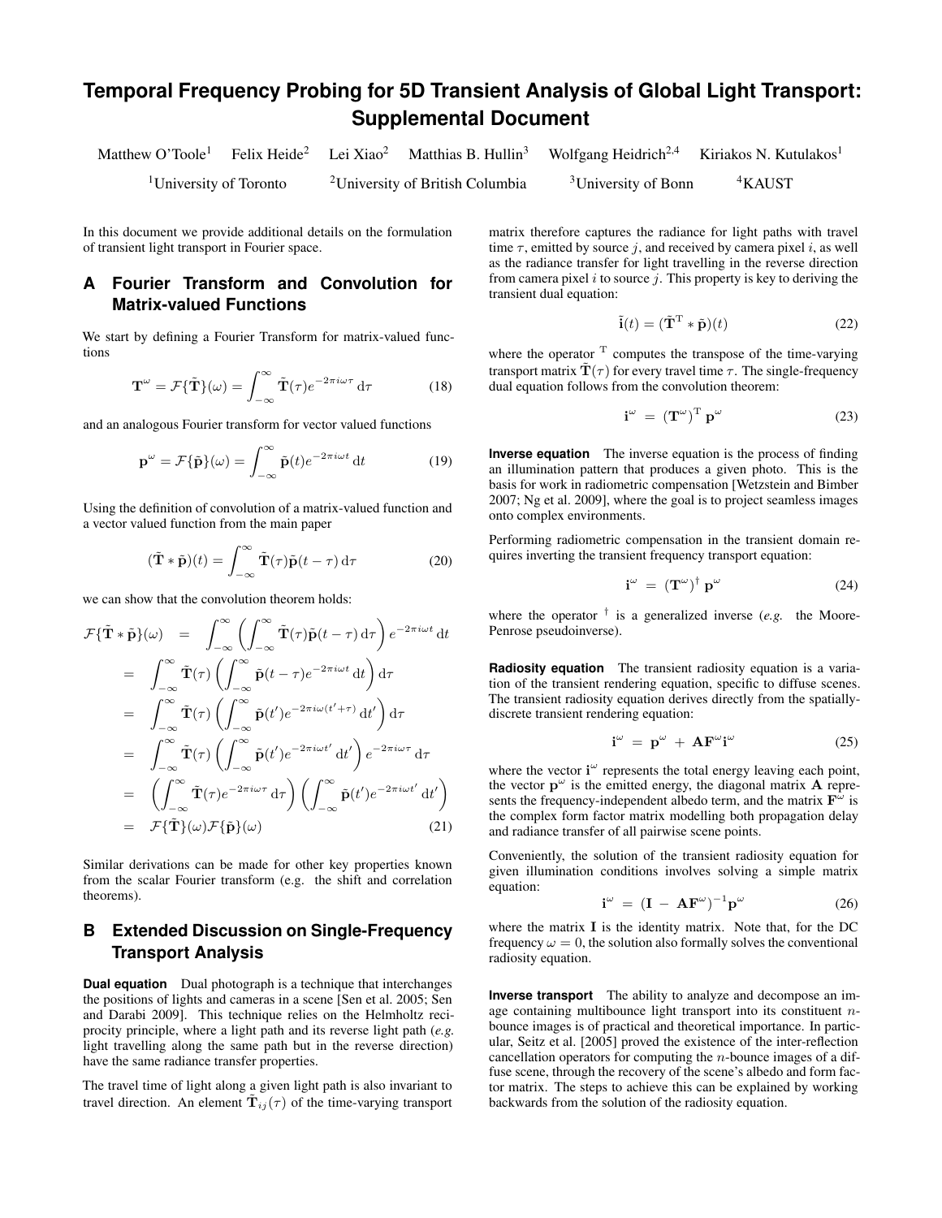# Temporal Frequency Probing for 5D Transient Analysis of Global Light Transport: Supplemental Document

Matthew O'Toole[1] Felix Heide[2] Lei Xiao[2] Matthias B. Hullin[3] Wolfgang Heidrich[2,4] Kiriakos N. Kutulakos[1]

[1]University of Toronto [2]University of British Columbia [3]University of Bonn [4]KAUST

In this document we provide additional details on the formulation of transient light transport in Fourier space.

## A Fourier Transform and Convolution for Matrix-valued Functions

We start by defining a Fourier Transform for matrix-valued functions

$$\mathbf{T}^{\omega} = \mathcal{F}\{\tilde{\mathbf{T}}\}(\omega) = \int_{-\infty}^{\infty} \tilde{\mathbf{T}}(\tau) e^{-2\pi i \omega \tau} \, \mathrm{d}\tau \tag{18}$$

and an analogous Fourier transform for vector valued functions

$$\mathbf{p}^{\omega} = \mathcal{F}\{\tilde{\mathbf{p}}\}(\omega) = \int_{-\infty}^{\infty} \tilde{\mathbf{p}}(t) e^{-2\pi i \omega t} \, \mathrm{d}t \tag{19}$$

Using the definition of convolution of a matrix-valued function and a vector valued function from the main paper

$$(\tilde{\mathbf{T}} * \tilde{\mathbf{p}})(t) = \int_{-\infty}^{\infty} \tilde{\mathbf{T}}(\tau) \tilde{\mathbf{p}}(t - \tau) \, \mathrm{d}\tau \tag{20}$$

we can show that the convolution theorem holds:

$$\begin{aligned}
\mathcal{F}\{\tilde{\mathbf{T}} * \tilde{\mathbf{p}}\}(\omega) &= \int_{-\infty}^{\infty} \left( \int_{-\infty}^{\infty} \tilde{\mathbf{T}}(\tau) \tilde{\mathbf{p}}(t-\tau) \, \mathrm{d}\tau \right) e^{-2\pi i \omega t} \, \mathrm{d}t \\
&= \int_{-\infty}^{\infty} \tilde{\mathbf{T}}(\tau) \left( \int_{-\infty}^{\infty} \tilde{\mathbf{p}}(t-\tau) e^{-2\pi i \omega t} \, \mathrm{d}t \right) \mathrm{d}\tau \\
&= \int_{-\infty}^{\infty} \tilde{\mathbf{T}}(\tau) \left( \int_{-\infty}^{\infty} \tilde{\mathbf{p}}(t') e^{-2\pi i \omega (t'+\tau)} \, \mathrm{d}t' \right) \mathrm{d}\tau \\
&= \int_{-\infty}^{\infty} \tilde{\mathbf{T}}(\tau) \left( \int_{-\infty}^{\infty} \tilde{\mathbf{p}}(t') e^{-2\pi i \omega t'} \, \mathrm{d}t' \right) e^{-2\pi i \omega \tau} \, \mathrm{d}\tau \\
&= \left( \int_{-\infty}^{\infty} \tilde{\mathbf{T}}(\tau) e^{-2\pi i \omega \tau} \, \mathrm{d}\tau \right) \left( \int_{-\infty}^{\infty} \tilde{\mathbf{p}}(t') e^{-2\pi i \omega t'} \, \mathrm{d}t' \right) \\
&= \mathcal{F}\{\tilde{\mathbf{T}}\}(\omega) \mathcal{F}\{\tilde{\mathbf{p}}\}(\omega)
\end{aligned} \tag{21}$$

Similar derivations can be made for other key properties known from the scalar Fourier transform (e.g. the shift and correlation theorems).

## B Extended Discussion on Single-Frequency Transport Analysis

**Dual equation** Dual photograph is a technique that interchanges the positions of lights and cameras in a scene [Sen et al. 2005; Sen and Darabi 2009]. This technique relies on the Helmholtz reciprocity principle, where a light path and its reverse light path (*e.g.* light travelling along the same path but in the reverse direction) have the same radiance transfer properties.

The travel time of light along a given light path is also invariant to travel direction. An element $\tilde{\mathbf{T}}_{ij}(\tau)$ of the time-varying transport matrix therefore captures the radiance for light paths with travel time $\tau$, emitted by source $j$, and received by camera pixel $i$, as well as the radiance transfer for light travelling in the reverse direction from camera pixel $i$ to source $j$. This property is key to deriving the transient dual equation:

$$\tilde{\mathbf{i}}(t) = (\tilde{\mathbf{T}}^{\mathrm{T}} * \tilde{\mathbf{p}})(t) \tag{22}$$

where the operator $^{\mathrm{T}}$ computes the transpose of the time-varying transport matrix $\tilde{\mathbf{T}}(\tau)$ for every travel time $\tau$. The single-frequency dual equation follows from the convolution theorem:

$$\mathbf{i}^{\omega} \;=\; (\mathbf{T}^{\omega})^{\mathrm{T}} \, \mathbf{p}^{\omega} \tag{23}$$

**Inverse equation** The inverse equation is the process of finding an illumination pattern that produces a given photo. This is the basis for work in radiometric compensation [Wetzstein and Bimber 2007; Ng et al. 2009], where the goal is to project seamless images onto complex environments.

Performing radiometric compensation in the transient domain requires inverting the transient frequency transport equation:

$$\mathbf{i}^{\omega} \;=\; (\mathbf{T}^{\omega})^{\dagger} \, \mathbf{p}^{\omega} \tag{24}$$

where the operator $^{\dagger}$ is a generalized inverse (*e.g.* the Moore-Penrose pseudoinverse).

**Radiosity equation** The transient radiosity equation is a variation of the transient rendering equation, specific to diffuse scenes. The transient radiosity equation derives directly from the spatially-discrete transient rendering equation:

$$\mathbf{i}^{\omega} \;=\; \mathbf{p}^{\omega} \;+\; \mathbf{A}\mathbf{F}^{\omega}\mathbf{i}^{\omega} \tag{25}$$

where the vector $\mathbf{i}^{\omega}$ represents the total energy leaving each point, the vector $\mathbf{p}^{\omega}$ is the emitted energy, the diagonal matrix $\mathbf{A}$ represents the frequency-independent albedo term, and the matrix $\mathbf{F}^{\omega}$ is the complex form factor matrix modelling both propagation delay and radiance transfer of all pairwise scene points.

Conveniently, the solution of the transient radiosity equation for given illumination conditions involves solving a simple matrix equation:

$$\mathbf{i}^{\omega} \;=\; (\mathbf{I} \;-\; \mathbf{A}\mathbf{F}^{\omega})^{-1}\mathbf{p}^{\omega} \tag{26}$$

where the matrix $\mathbf{I}$ is the identity matrix. Note that, for the DC frequency $\omega = 0$, the solution also formally solves the conventional radiosity equation.

**Inverse transport** The ability to analyze and decompose an image containing multibounce light transport into its constituent $n$-bounce images is of practical and theoretical importance. In particular, Seitz et al. [2005] proved the existence of the inter-reflection cancellation operators for computing the $n$-bounce images of a diffuse scene, through the recovery of the scene's albedo and form factor matrix. The steps to achieve this can be explained by working backwards from the solution of the radiosity equation.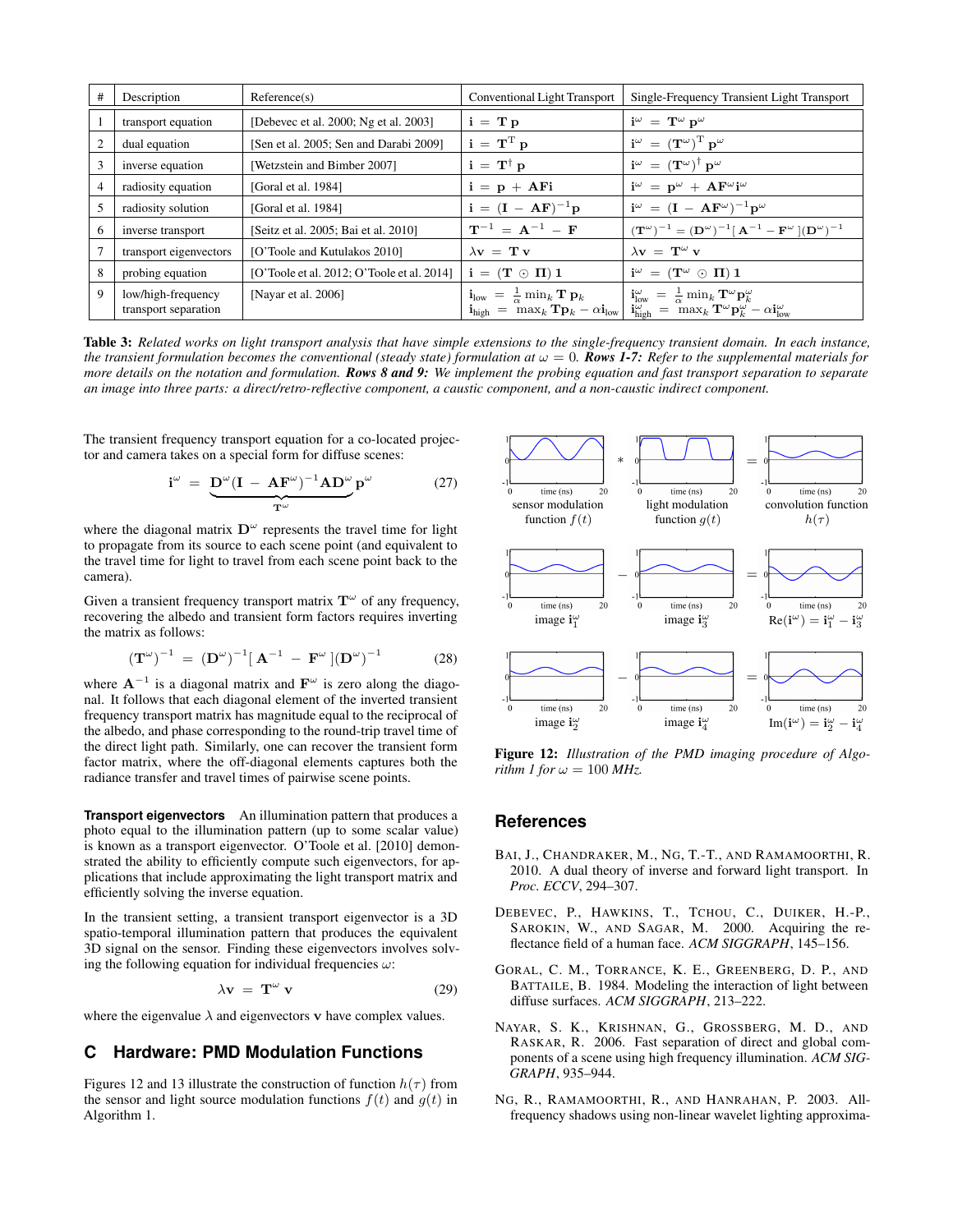| # | Description | Reference(s) | Conventional Light Transport | Single-Frequency Transient Light Transport |
|---|---|---|---|---|
| 1 | transport equation | [Debevec et al. 2000; Ng et al. 2003] | $\mathbf{i} = \mathbf{T}\,\mathbf{p}$ | $\mathbf{i}^\omega = \mathbf{T}^\omega\,\mathbf{p}^\omega$ |
| 2 | dual equation | [Sen et al. 2005; Sen and Darabi 2009] | $\mathbf{i} = \mathbf{T}^{\mathrm{T}}\,\mathbf{p}$ | $\mathbf{i}^\omega = (\mathbf{T}^\omega)^{\mathrm{T}}\,\mathbf{p}^\omega$ |
| 3 | inverse equation | [Wetzstein and Bimber 2007] | $\mathbf{i} = \mathbf{T}^\dagger\,\mathbf{p}$ | $\mathbf{i}^\omega = (\mathbf{T}^\omega)^\dagger\,\mathbf{p}^\omega$ |
| 4 | radiosity equation | [Goral et al. 1984] | $\mathbf{i} = \mathbf{p} + \mathbf{AFi}$ | $\mathbf{i}^\omega = \mathbf{p}^\omega + \mathbf{AF}^\omega\mathbf{i}^\omega$ |
| 5 | radiosity solution | [Goral et al. 1984] | $\mathbf{i} = (\mathbf{I} - \mathbf{AF})^{-1}\mathbf{p}$ | $\mathbf{i}^\omega = (\mathbf{I} - \mathbf{AF}^\omega)^{-1}\mathbf{p}^\omega$ |
| 6 | inverse transport | [Seitz et al. 2005; Bai et al. 2010] | $\mathbf{T}^{-1} = \mathbf{A}^{-1} - \mathbf{F}$ | $(\mathbf{T}^\omega)^{-1} = (\mathbf{D}^\omega)^{-1}[\,\mathbf{A}^{-1} - \mathbf{F}^\omega\,](\mathbf{D}^\omega)^{-1}$ |
| 7 | transport eigenvectors | [O'Toole and Kutulakos 2010] | $\lambda\mathbf{v} = \mathbf{T}\,\mathbf{v}$ | $\lambda\mathbf{v} = \mathbf{T}^\omega\,\mathbf{v}$ |
| 8 | probing equation | [O'Toole et al. 2012; O'Toole et al. 2014] | $\mathbf{i} = (\mathbf{T} \odot \mathbf{\Pi})\,\mathbf{1}$ | $\mathbf{i}^\omega = (\mathbf{T}^\omega \odot \mathbf{\Pi})\,\mathbf{1}$ |
| 9 | low/high-frequency transport separation | [Nayar et al. 2006] | $\mathbf{i}_{\text{low}} = \frac{1}{\alpha}\min_k \mathbf{T}\,\mathbf{p}_k$ <br> $\mathbf{i}_{\text{high}} = \max_k \mathbf{T}\mathbf{p}_k - \alpha\mathbf{i}_{\text{low}}$ | $\mathbf{i}^\omega_{\text{low}} = \frac{1}{\alpha}\min_k \mathbf{T}^\omega\mathbf{p}^\omega_k$ <br> $\mathbf{i}^\omega_{\text{high}} = \max_k \mathbf{T}^\omega\mathbf{p}^\omega_k - \alpha\mathbf{i}^\omega_{\text{low}}$ |

**Table 3:** *Related works on light transport analysis that have simple extensions to the single-frequency transient domain. In each instance, the transient formulation becomes the conventional (steady state) formulation at $\omega = 0$.* ***Rows 1-7:*** *Refer to the supplemental materials for more details on the notation and formulation.* ***Rows 8 and 9:*** *We implement the probing equation and fast light transport separation to separate an image into three parts: a direct/retro-reflective component, a caustic component, and a non-caustic indirect component.*

The transient frequency transport equation for a co-located projector and camera takes on a special form for diffuse scenes:

$$\mathbf{i}^\omega = \underbrace{\mathbf{D}^\omega(\mathbf{I} - \mathbf{AF}^\omega)^{-1}\mathbf{AD}^\omega}_{\mathbf{T}^\omega}\mathbf{p}^\omega \tag{27}$$

where the diagonal matrix $\mathbf{D}^\omega$ represents the travel time for light to propagate from its source to each scene point (and equivalent to the travel time for light to travel from each scene point back to the camera).

Given a transient frequency transport matrix $\mathbf{T}^\omega$ of any frequency, recovering the albedo and transient form factors requires inverting the matrix as follows:

$$(\mathbf{T}^\omega)^{-1} = (\mathbf{D}^\omega)^{-1}[\,\mathbf{A}^{-1} - \mathbf{F}^\omega\,](\mathbf{D}^\omega)^{-1} \tag{28}$$

where $\mathbf{A}^{-1}$ is a diagonal matrix and $\mathbf{F}^\omega$ is zero along the diagonal. It follows that each diagonal element of the inverted transient frequency transport matrix has magnitude equal to the reciprocal of the albedo, and phase corresponding to the round-trip travel time of the direct light path. Similarly, one can recover the transient form factor matrix, where the off-diagonal elements captures both the radiance transfer and travel times of pairwise scene points.

**Transport eigenvectors** An illumination pattern that produces a photo equal to the illumination pattern (up to some scalar value) is known as a transport eigenvector. O'Toole et al. [2010] demonstrated the ability to efficiently compute such eigenvectors, for applications that include approximating the light transport matrix and efficiently solving the inverse equation.

In the transient setting, a transient transport eigenvector is a 3D spatio-temporal illumination pattern that produces the equivalent 3D signal on the sensor. Finding these eigenvectors involves solving the following equation for individual frequencies $\omega$:

$$\lambda\mathbf{v} = \mathbf{T}^\omega\,\mathbf{v} \tag{29}$$

where the eigenvalue $\lambda$ and eigenvectors $\mathbf{v}$ have complex values.

## C Hardware: PMD Modulation Functions

Figures 12 and 13 illustrate the construction of function $h(\tau)$ from the sensor and light source modulation functions $f(t)$ and $g(t)$ in Algorithm 1.

**Figure 12:** *Illustration of the PMD imaging procedure of Algorithm 1 for $\omega = 100$ MHz.*

## References

Bai, J., Chandraker, M., Ng, T.-T., and Ramamoorthi, R. 2010. A dual theory of inverse and forward light transport. In *Proc. ECCV*, 294–307.

Debevec, P., Hawkins, T., Tchou, C., Duiker, H.-P., Sarokin, W., and Sagar, M. 2000. Acquiring the reflectance field of a human face. *ACM SIGGRAPH*, 145–156.

Goral, C. M., Torrance, K. E., Greenberg, D. P., and Battaile, B. 1984. Modeling the interaction of light between diffuse surfaces. *ACM SIGGRAPH*, 213–222.

Nayar, S. K., Krishnan, G., Grossberg, M. D., and Raskar, R. 2006. Fast separation of direct and global components of a scene using high frequency illumination. *ACM SIGGRAPH*, 935–944.

Ng, R., Ramamoorthi, R., and Hanrahan, P. 2003. All-frequency shadows using non-linear wavelet lighting approxima-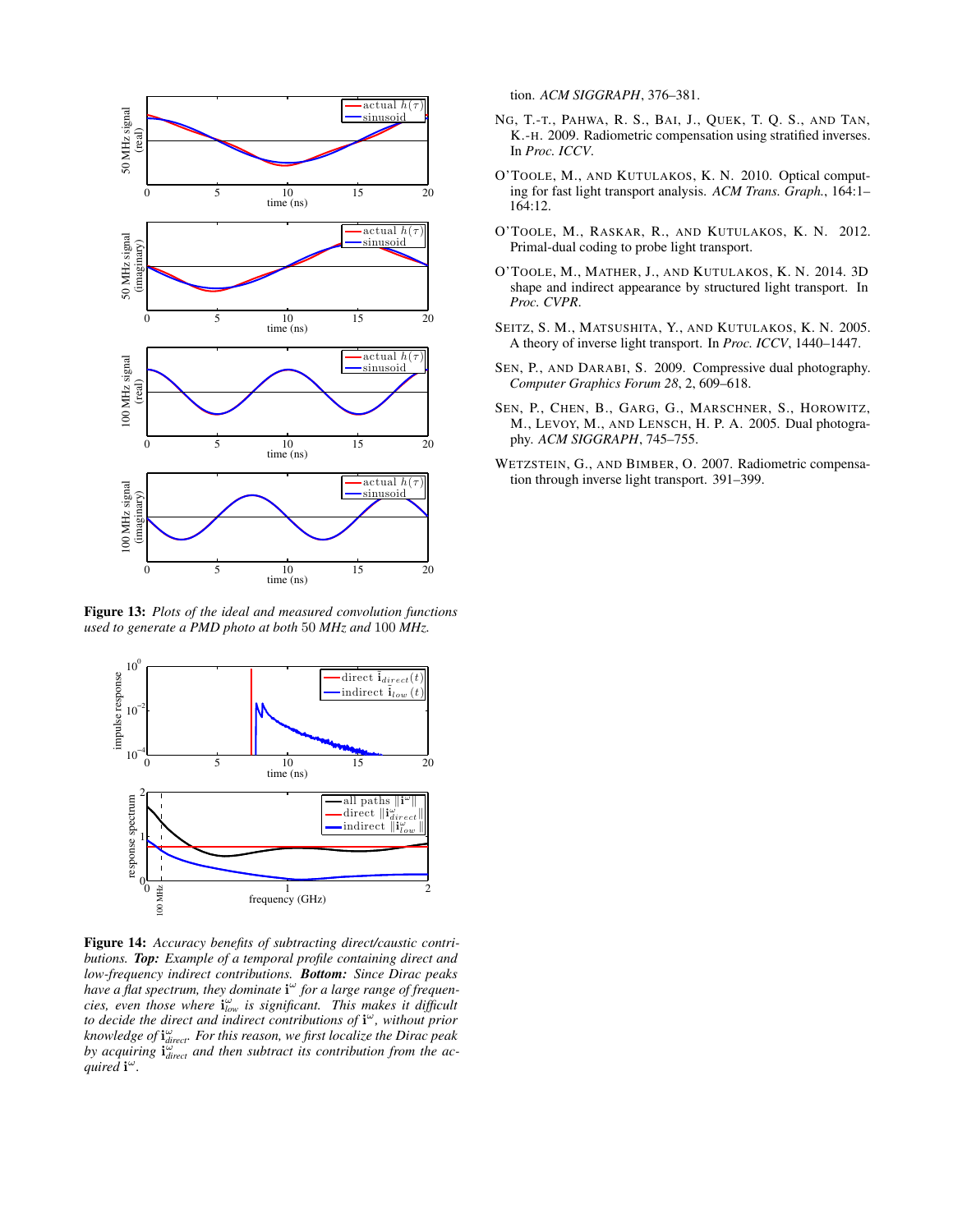actual $h(\tau)$
sinusoid
50 MHz signal (real)
0 5 10 15 20
time (ns)

actual $h(\tau)$
sinusoid
50 MHz signal (imaginary)
0 5 10 15 20
time (ns)

actual $h(\tau)$
sinusoid
100 MHz signal (real)
0 5 10 15 20
time (ns)

actual $h(\tau)$
sinusoid
100 MHz signal (imaginary)
0 5 10 15 20
time (ns)

**Figure 13:** *Plots of the ideal and measured convolution functions used to generate a PMD photo at both* 50 *MHz and* 100 *MHz.*

direct $\tilde{\mathbf{i}}_{direct}(t)$
indirect $\tilde{\mathbf{i}}_{low}(t)$
impulse response
$10^0$
$10^{-2}$
$10^{-4}$
0 5 10 15 20
time (ns)

all paths $\|\mathbf{i}^\omega\|$
direct $\|\mathbf{i}^\omega_{direct}\|$
indirect $\|\mathbf{i}^\omega_{low}\|$
response spectrum
0 1 2
100 MHz
0 1 2
frequency (GHz)

**Figure 14:** *Accuracy benefits of subtracting direct/caustic contributions.* ***Top:*** *Example of a temporal profile containing direct and low-frequency indirect contributions.* ***Bottom:*** *Since Dirac peaks have a flat spectrum, they dominate $\mathbf{i}^\omega$ for a large range of frequencies, even those where $\mathbf{i}^\omega_{low}$ is significant. This makes it difficult to decide the direct and indirect contributions of $\mathbf{i}^\omega$, without prior knowledge of $\mathbf{i}^\omega_{direct}$. For this reason, we first localize the Dirac peak by acquiring $\mathbf{i}^\omega_{direct}$ and then subtract its contribution from the acquired $\mathbf{i}^\omega$.*

tion. *ACM SIGGRAPH*, 376–381.

NG, T.-T., PAHWA, R. S., BAI, J., QUEK, T. Q. S., AND TAN, K.-H. 2009. Radiometric compensation using stratified inverses. In *Proc. ICCV*.

O'TOOLE, M., AND KUTULAKOS, K. N. 2010. Optical computing for fast light transport analysis. *ACM Trans. Graph.*, 164:1–164:12.

O'TOOLE, M., RASKAR, R., AND KUTULAKOS, K. N. 2012. Primal-dual coding to probe light transport.

O'TOOLE, M., MATHER, J., AND KUTULAKOS, K. N. 2014. 3D shape and indirect appearance by structured light transport. In *Proc. CVPR*.

SEITZ, S. M., MATSUSHITA, Y., AND KUTULAKOS, K. N. 2005. A theory of inverse light transport. In *Proc. ICCV*, 1440–1447.

SEN, P., AND DARABI, S. 2009. Compressive dual photography. *Computer Graphics Forum 28*, 2, 609–618.

SEN, P., CHEN, B., GARG, G., MARSCHNER, S., HOROWITZ, M., LEVOY, M., AND LENSCH, H. P. A. 2005. Dual photography. *ACM SIGGRAPH*, 745–755.

WETZSTEIN, G., AND BIMBER, O. 2007. Radiometric compensation through inverse light transport. 391–399.